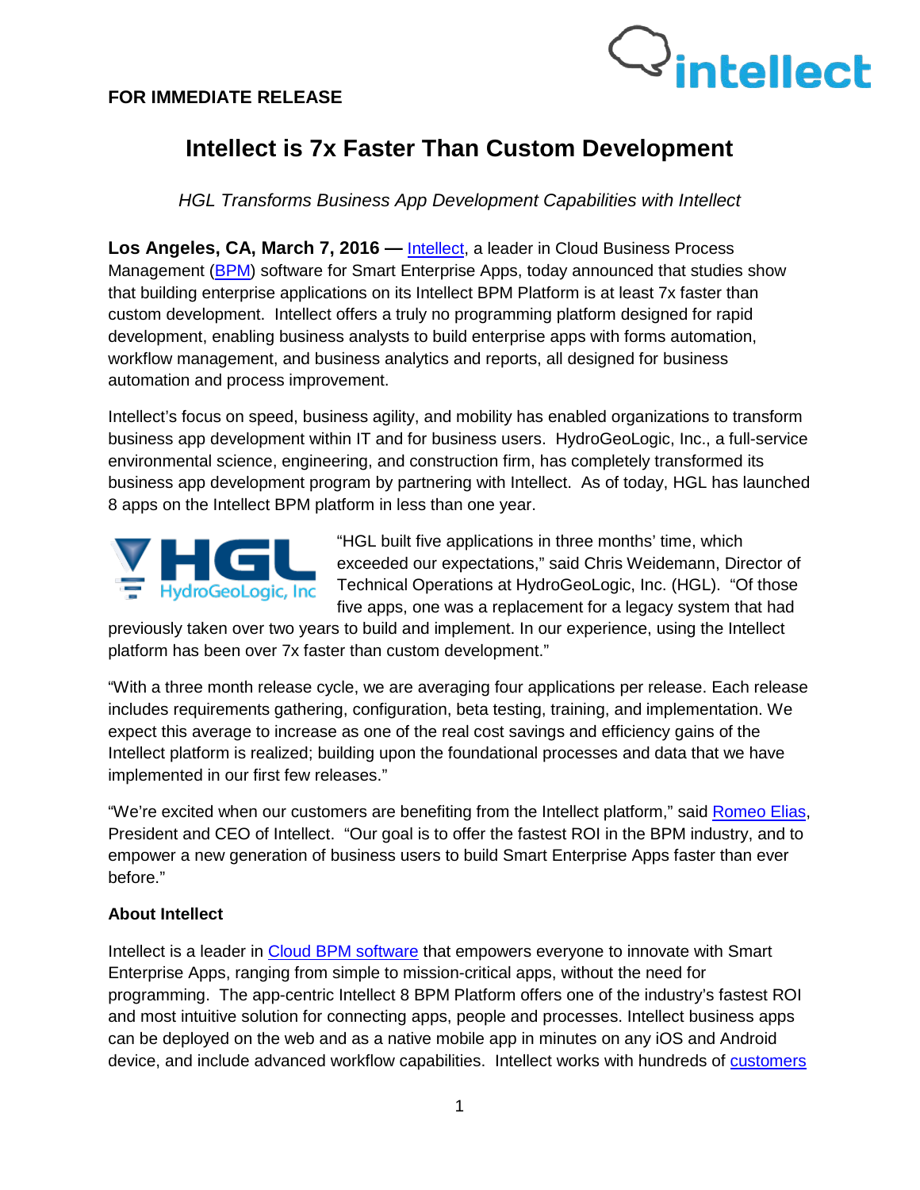**FOR IMMEDIATE RELEASE**

# Intellect is 7x Faster Than Custom Development

*HGL Transforms Business App Development Capabilities with Intellect*

**Los Angeles, CA, March 7, 2016 —** Intellect, a leader in Cloud Business Process Management (BPM) software for Smart Enterprise Apps, today announced that studies show that building enterprise applications on its Intellect BPM Platform is at least 7x faster than custom development. Intellect offers a truly no programming platform designed for rapid development, enabling business analysts to build enterprise apps with forms automation, workflow management, and business analytics and reports, all designed for business automation and process improvement.

Intellect's focus on speed, business agility, and mobility has enabled organizations to transform business app development within IT and for business users. HydroGeoLogic, Inc., a full-service environmental science, engineering, and construction firm, has completely transformed its business app development program by partnering with Intellect. As of today, HGL has launched 8 apps on the Intellect BPM platform in less than one year.

"HGL built five applications in three months' time, which exceeded our expectations," said Chris Weidemann, Director of Technical Operations at HydroGeoLogic, Inc. (HGL). "Of those five apps, one was a replacement for a legacy system that had previously taken over two years to build and implement. In our experience, using the Intellect platform has been over 7x faster than custom development."

"With a three month release cycle, we are averaging four applications per release. Each release includes requirements gathering, configuration, beta testing, training, and implementation. We expect this average to increase as one of the real cost savings and efficiency gains of the Intellect platform is realized; building upon the foundational processes and data that we have implemented in our first few releases."

"We're excited when our customers are benefiting from the Intellect platform," said Romeo Elias, President and CEO of Intellect. "Our goal is to offer the fastest ROI in the BPM industry, and to empower a new generation of business users to build Smart Enterprise Apps faster than ever before."

**About Intellect**

Intellect is a leader in Cloud BPM software that empowers everyone to innovate with Smart Enterprise Apps, ranging from simple to mission-critical apps, without the need for programming. The app-centric Intellect 8 BPM Platform offers one of the industry's fastest ROI and most intuitive solution for connecting apps, people and processes. Intellect business apps can be deployed on the web and as a native mobile app in minutes on any iOS and Android device, and include advanced workflow capabilities. Intellect works with hundreds of customers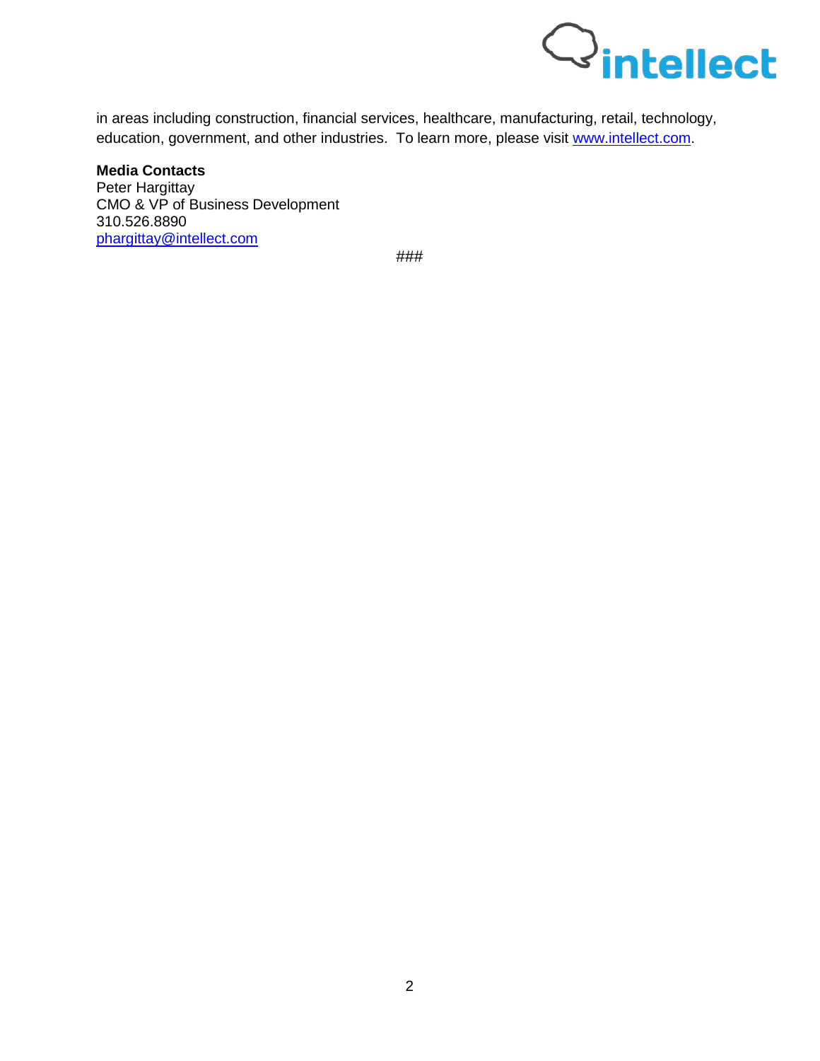in areas including construction, financial services, healthcare, manufacturing, retail, technology, education, government, and other industries. To learn more, please visit www.intellect.com.

**Media Contacts**
Peter Hargittay
CMO & VP of Business Development
310.526.8890
phargittay@intellect.com

###